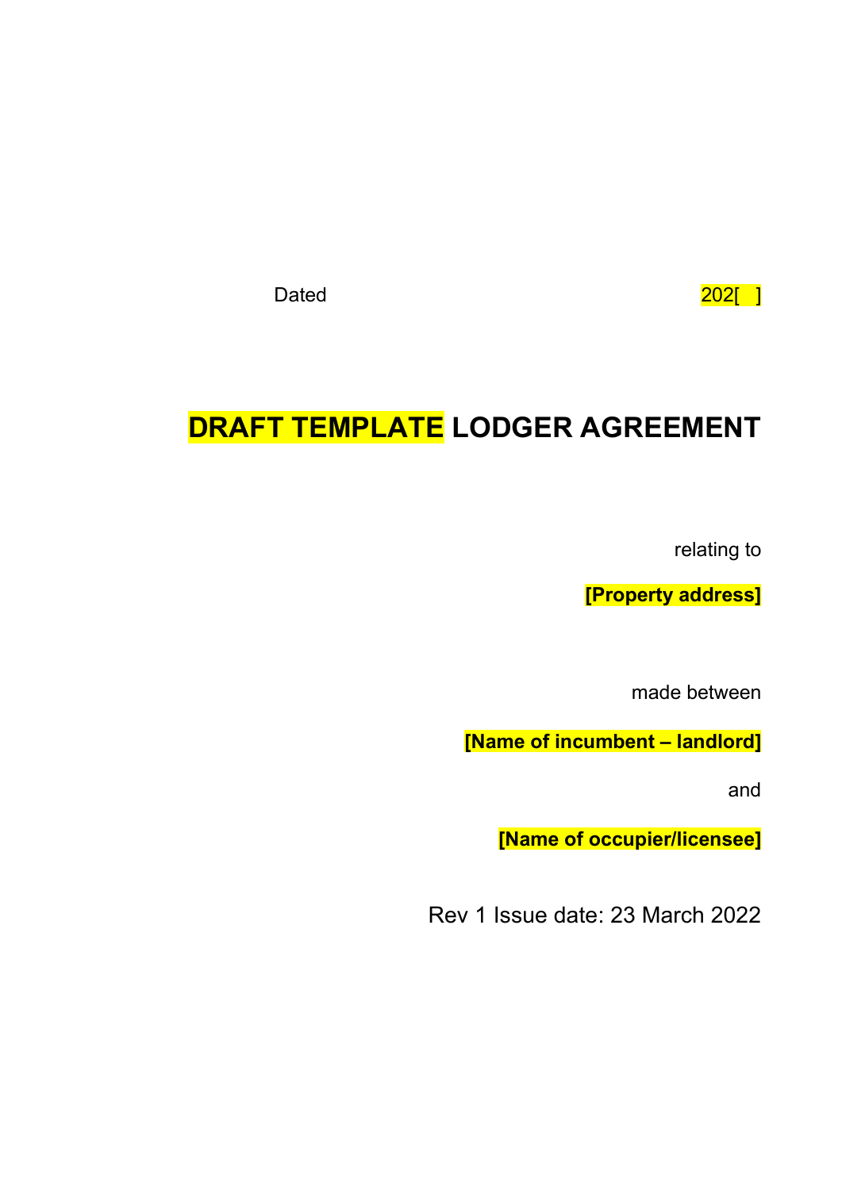Dated 202[ ]

# DRAFT TEMPLATE LODGER AGREEMENT

relating to

**[Property address]**

made between

**[Name of incumbent – landlord]**

and

**[Name of occupier/licensee]**

Rev 1 Issue date: 23 March 2022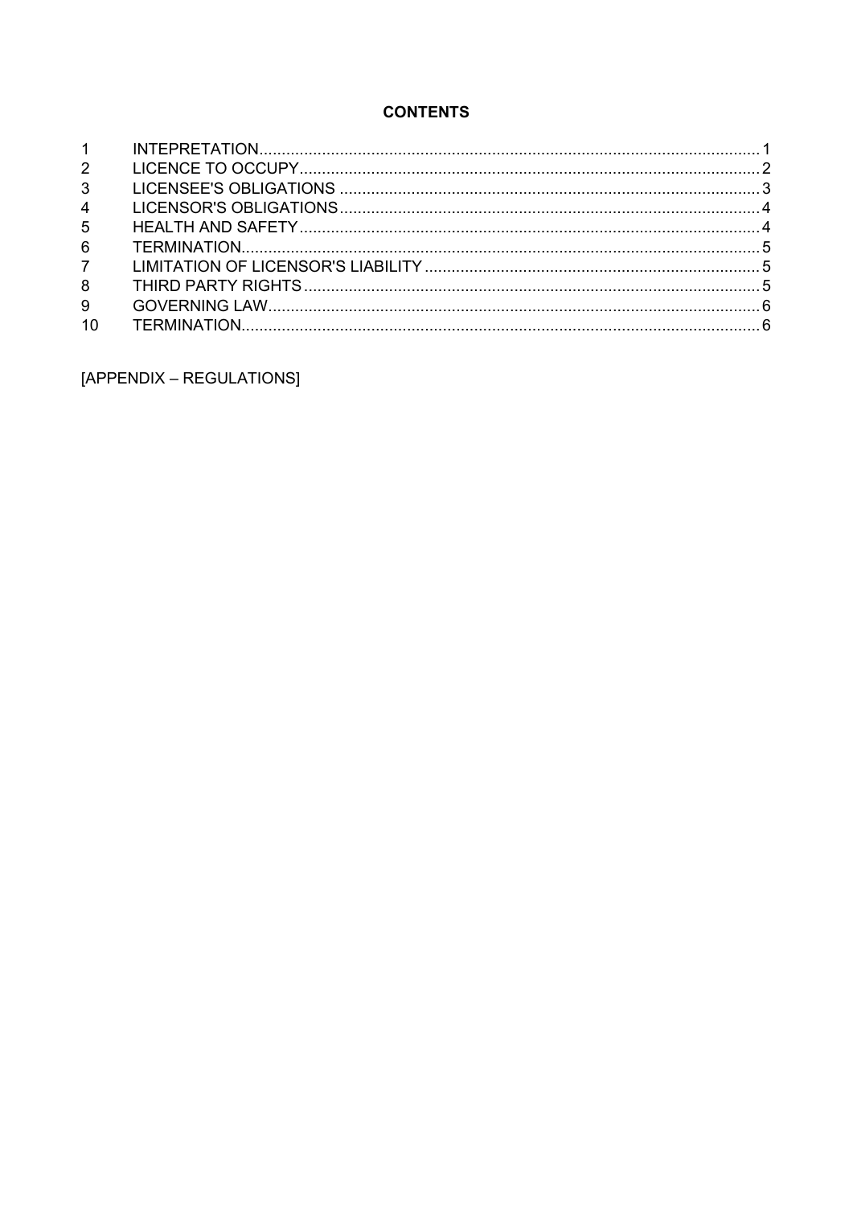**CONTENTS**

| | | |
|---|---|---|
| 1 | INTEPRETATION | 1 |
| 2 | LICENCE TO OCCUPY | 2 |
| 3 | LICENSEE'S OBLIGATIONS | 3 |
| 4 | LICENSOR'S OBLIGATIONS | 4 |
| 5 | HEALTH AND SAFETY | 4 |
| 6 | TERMINATION | 5 |
| 7 | LIMITATION OF LICENSOR'S LIABILITY | 5 |
| 8 | THIRD PARTY RIGHTS | 5 |
| 9 | GOVERNING LAW | 6 |
| 10 | TERMINATION | 6 |

[APPENDIX – REGULATIONS]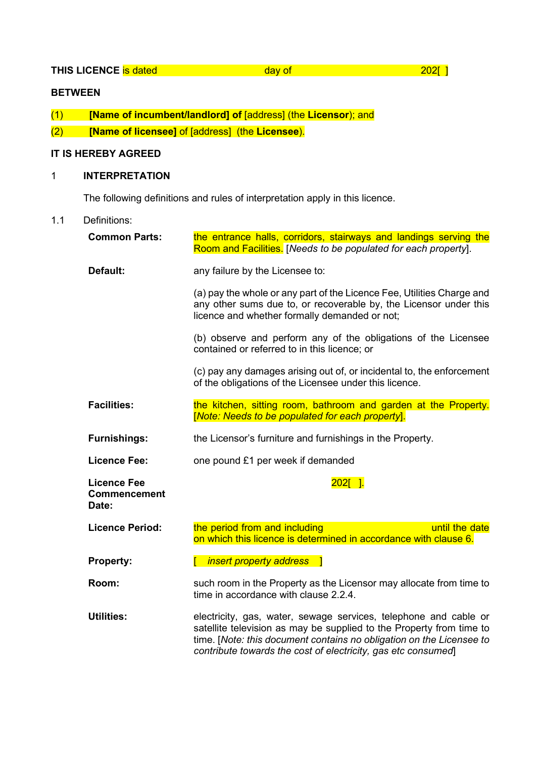**THIS LICENCE** is dated day of 202[ ]

**BETWEEN**

(1) **[Name of incumbent/landlord] of** [address] (the **Licensor**); and

(2) **[Name of licensee]** of [address] (the **Licensee**).

**IT IS HEREBY AGREED**

## 1 INTERPRETATION

The following definitions and rules of interpretation apply in this licence.

1.1 Definitions:

**Common Parts:** the entrance halls, corridors, stairways and landings serving the Room and Facilities. [*Needs to be populated for each property*].

**Default:** any failure by the Licensee to:

(a) pay the whole or any part of the Licence Fee, Utilities Charge and any other sums due to, or recoverable by, the Licensor under this licence and whether formally demanded or not;

(b) observe and perform any of the obligations of the Licensee contained or referred to in this licence; or

(c) pay any damages arising out of, or incidental to, the enforcement of the obligations of the Licensee under this licence.

**Facilities:** the kitchen, sitting room, bathroom and garden at the Property. [*Note: Needs to be populated for each property*].

**Furnishings:** the Licensor's furniture and furnishings in the Property.

**Licence Fee:** one pound £1 per week if demanded

**Licence Fee Commencement Date:** 202[ ].

**Licence Period:** the period from and including until the date on which this licence is determined in accordance with clause 6.

**Property:** [ *insert property address* ]

**Room:** such room in the Property as the Licensor may allocate from time to time in accordance with clause 2.2.4.

**Utilities:** electricity, gas, water, sewage services, telephone and cable or satellite television as may be supplied to the Property from time to time. [*Note: this document contains no obligation on the Licensee to contribute towards the cost of electricity, gas etc consumed*]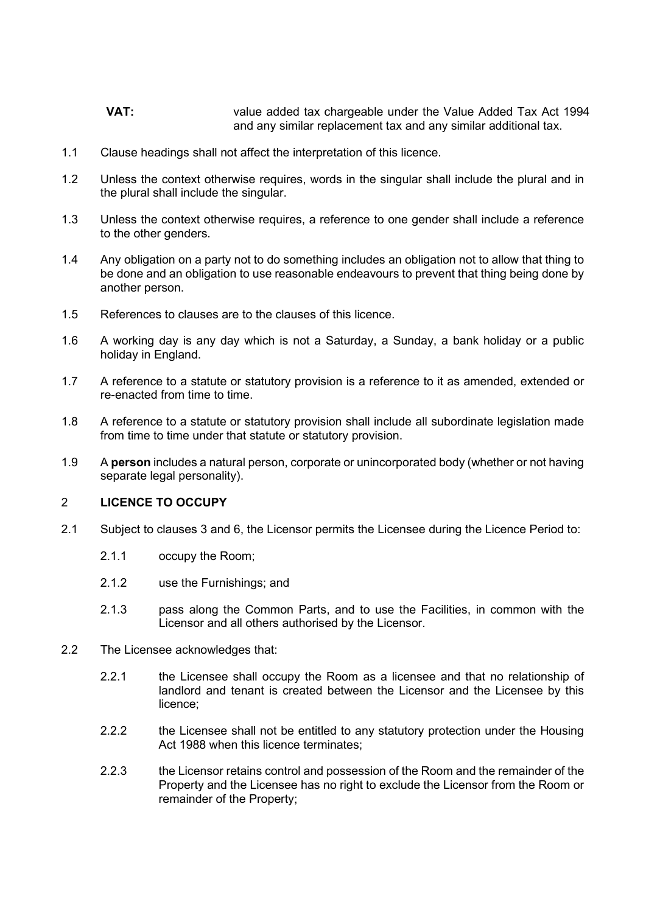**VAT:** value added tax chargeable under the Value Added Tax Act 1994 and any similar replacement tax and any similar additional tax.

1.1 Clause headings shall not affect the interpretation of this licence.

1.2 Unless the context otherwise requires, words in the singular shall include the plural and in the plural shall include the singular.

1.3 Unless the context otherwise requires, a reference to one gender shall include a reference to the other genders.

1.4 Any obligation on a party not to do something includes an obligation not to allow that thing to be done and an obligation to use reasonable endeavours to prevent that thing being done by another person.

1.5 References to clauses are to the clauses of this licence.

1.6 A working day is any day which is not a Saturday, a Sunday, a bank holiday or a public holiday in England.

1.7 A reference to a statute or statutory provision is a reference to it as amended, extended or re-enacted from time to time.

1.8 A reference to a statute or statutory provision shall include all subordinate legislation made from time to time under that statute or statutory provision.

1.9 A **person** includes a natural person, corporate or unincorporated body (whether or not having separate legal personality).

## 2 LICENCE TO OCCUPY

2.1 Subject to clauses 3 and 6, the Licensor permits the Licensee during the Licence Period to:

2.1.1 occupy the Room;

2.1.2 use the Furnishings; and

2.1.3 pass along the Common Parts, and to use the Facilities, in common with the Licensor and all others authorised by the Licensor.

2.2 The Licensee acknowledges that:

2.2.1 the Licensee shall occupy the Room as a licensee and that no relationship of landlord and tenant is created between the Licensor and the Licensee by this licence;

2.2.2 the Licensee shall not be entitled to any statutory protection under the Housing Act 1988 when this licence terminates;

2.2.3 the Licensor retains control and possession of the Room and the remainder of the Property and the Licensee has no right to exclude the Licensor from the Room or remainder of the Property;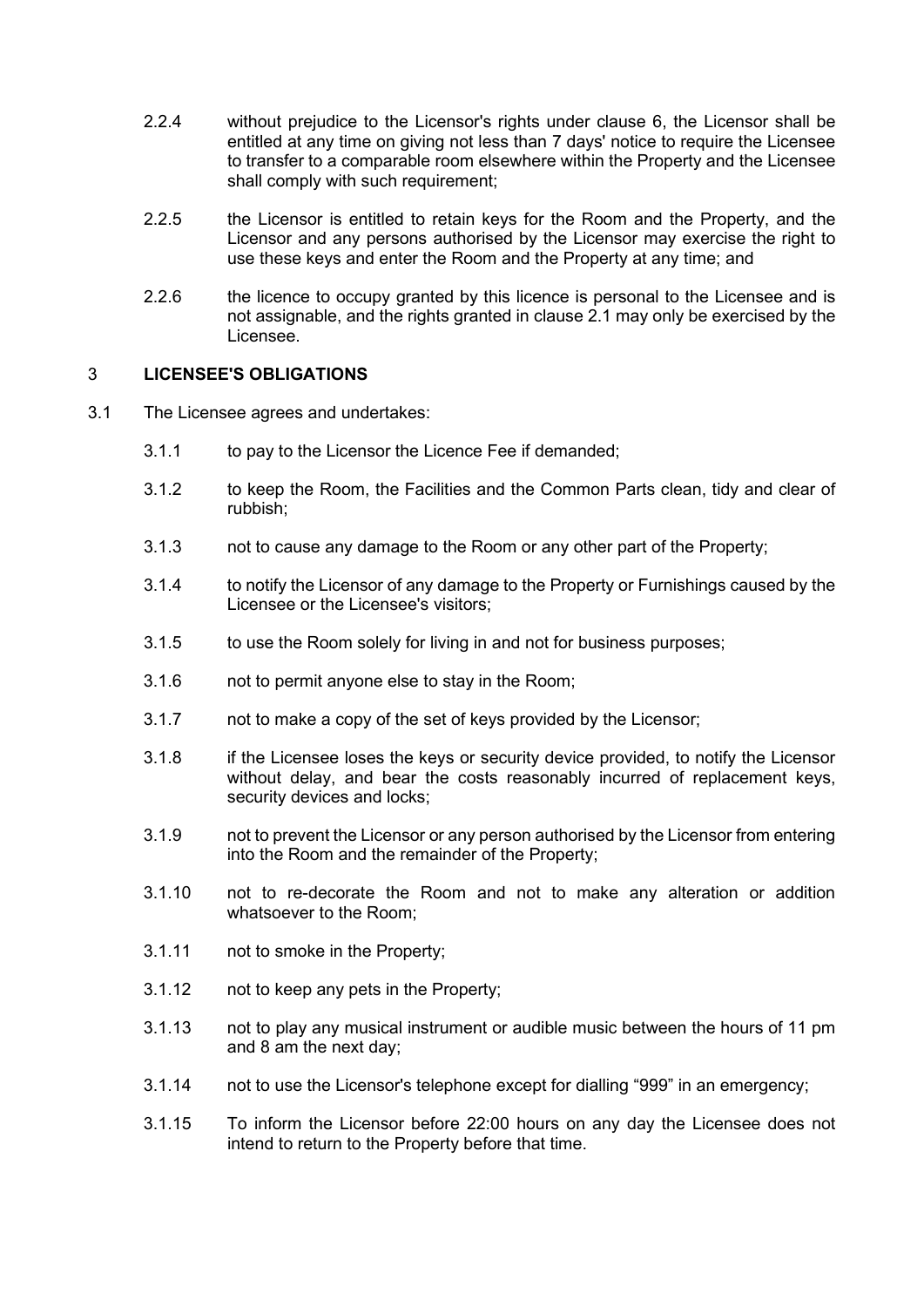2.2.4 without prejudice to the Licensor's rights under clause 6, the Licensor shall be entitled at any time on giving not less than 7 days' notice to require the Licensee to transfer to a comparable room elsewhere within the Property and the Licensee shall comply with such requirement;

2.2.5 the Licensor is entitled to retain keys for the Room and the Property, and the Licensor and any persons authorised by the Licensor may exercise the right to use these keys and enter the Room and the Property at any time; and

2.2.6 the licence to occupy granted by this licence is personal to the Licensee and is not assignable, and the rights granted in clause 2.1 may only be exercised by the Licensee.

## 3 LICENSEE'S OBLIGATIONS

3.1 The Licensee agrees and undertakes:

3.1.1 to pay to the Licensor the Licence Fee if demanded;

3.1.2 to keep the Room, the Facilities and the Common Parts clean, tidy and clear of rubbish;

3.1.3 not to cause any damage to the Room or any other part of the Property;

3.1.4 to notify the Licensor of any damage to the Property or Furnishings caused by the Licensee or the Licensee's visitors;

3.1.5 to use the Room solely for living in and not for business purposes;

3.1.6 not to permit anyone else to stay in the Room;

3.1.7 not to make a copy of the set of keys provided by the Licensor;

3.1.8 if the Licensee loses the keys or security device provided, to notify the Licensor without delay, and bear the costs reasonably incurred of replacement keys, security devices and locks;

3.1.9 not to prevent the Licensor or any person authorised by the Licensor from entering into the Room and the remainder of the Property;

3.1.10 not to re-decorate the Room and not to make any alteration or addition whatsoever to the Room;

3.1.11 not to smoke in the Property;

3.1.12 not to keep any pets in the Property;

3.1.13 not to play any musical instrument or audible music between the hours of 11 pm and 8 am the next day;

3.1.14 not to use the Licensor's telephone except for dialling “999” in an emergency;

3.1.15 To inform the Licensor before 22:00 hours on any day the Licensee does not intend to return to the Property before that time.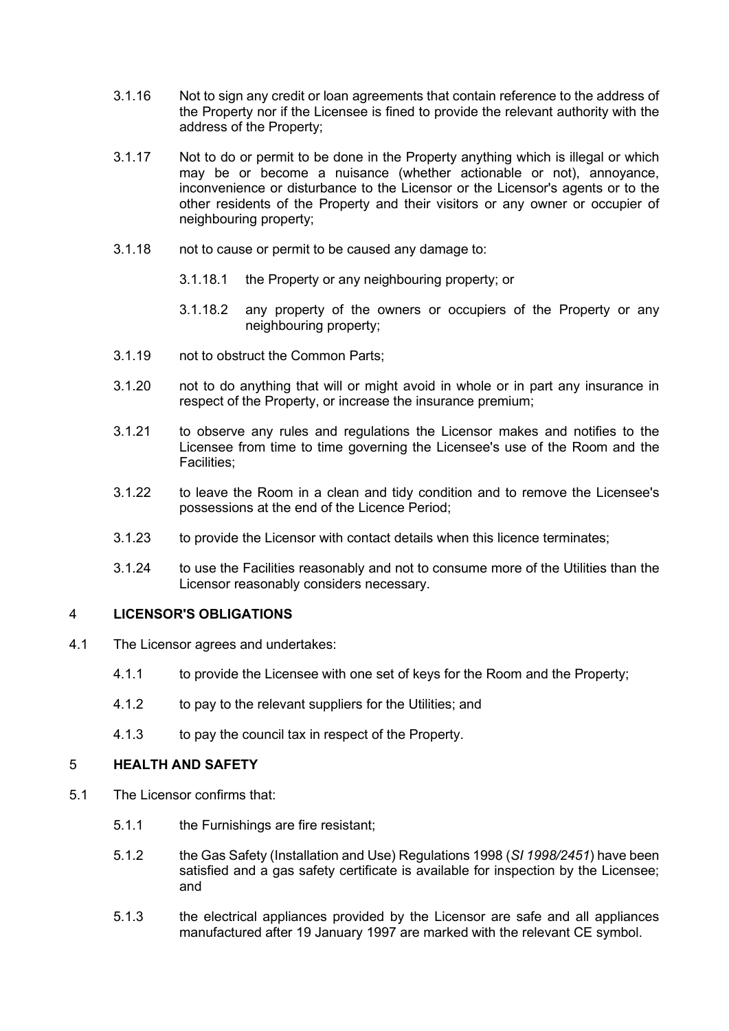3.1.16 Not to sign any credit or loan agreements that contain reference to the address of the Property nor if the Licensee is fined to provide the relevant authority with the address of the Property;

3.1.17 Not to do or permit to be done in the Property anything which is illegal or which may be or become a nuisance (whether actionable or not), annoyance, inconvenience or disturbance to the Licensor or the Licensor's agents or to the other residents of the Property and their visitors or any owner or occupier of neighbouring property;

3.1.18 not to cause or permit to be caused any damage to:

3.1.18.1 the Property or any neighbouring property; or

3.1.18.2 any property of the owners or occupiers of the Property or any neighbouring property;

3.1.19 not to obstruct the Common Parts;

3.1.20 not to do anything that will or might avoid in whole or in part any insurance in respect of the Property, or increase the insurance premium;

3.1.21 to observe any rules and regulations the Licensor makes and notifies to the Licensee from time to time governing the Licensee's use of the Room and the Facilities;

3.1.22 to leave the Room in a clean and tidy condition and to remove the Licensee's possessions at the end of the Licence Period;

3.1.23 to provide the Licensor with contact details when this licence terminates;

3.1.24 to use the Facilities reasonably and not to consume more of the Utilities than the Licensor reasonably considers necessary.

## 4 LICENSOR'S OBLIGATIONS

4.1 The Licensor agrees and undertakes:

4.1.1 to provide the Licensee with one set of keys for the Room and the Property;

4.1.2 to pay to the relevant suppliers for the Utilities; and

4.1.3 to pay the council tax in respect of the Property.

## 5 HEALTH AND SAFETY

5.1 The Licensor confirms that:

5.1.1 the Furnishings are fire resistant;

5.1.2 the Gas Safety (Installation and Use) Regulations 1998 (*SI 1998/2451*) have been satisfied and a gas safety certificate is available for inspection by the Licensee; and

5.1.3 the electrical appliances provided by the Licensor are safe and all appliances manufactured after 19 January 1997 are marked with the relevant CE symbol.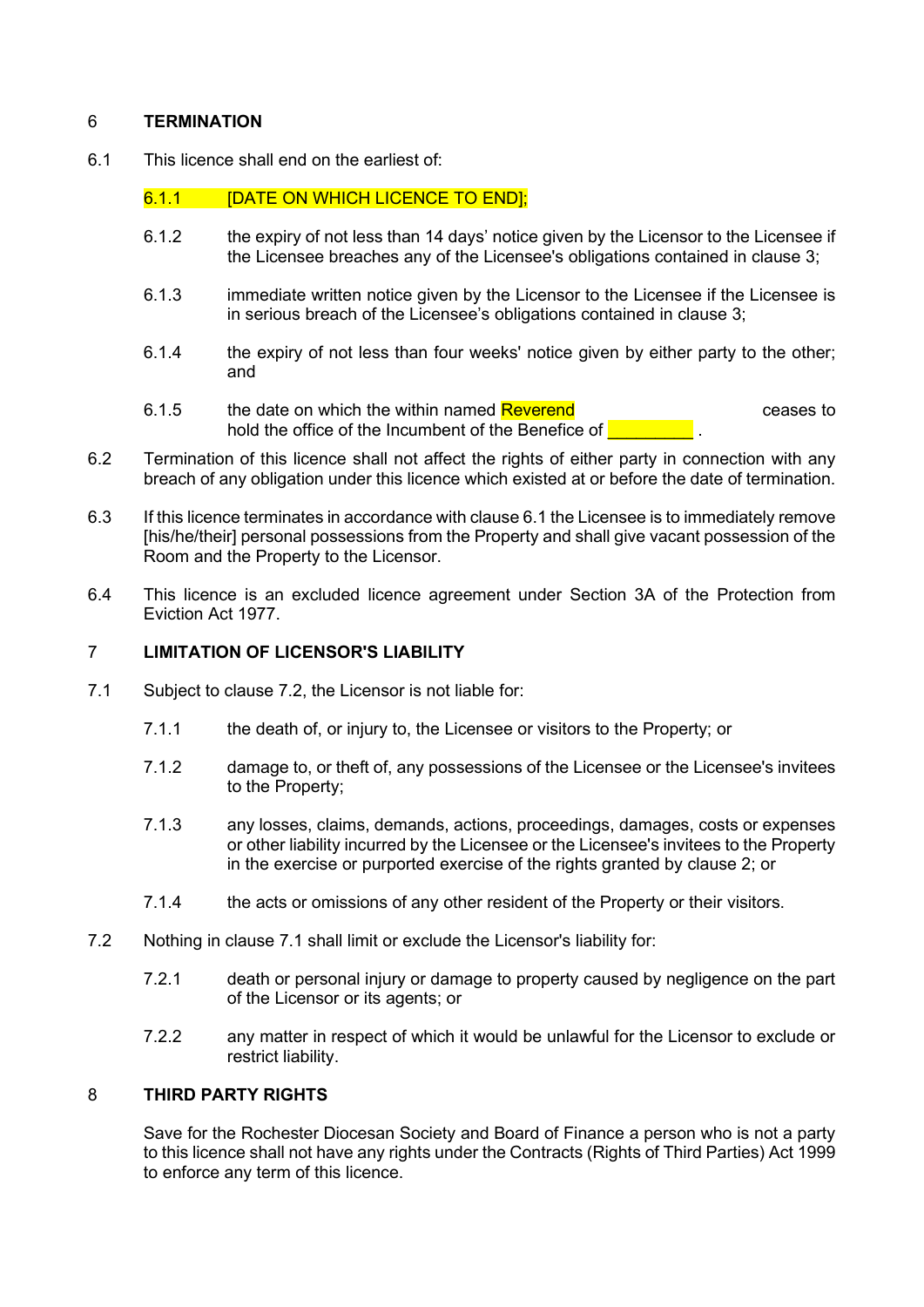## 6 TERMINATION

6.1 This licence shall end on the earliest of:

6.1.1 [DATE ON WHICH LICENCE TO END];

6.1.2 the expiry of not less than 14 days' notice given by the Licensor to the Licensee if the Licensee breaches any of the Licensee's obligations contained in clause 3;

6.1.3 immediate written notice given by the Licensor to the Licensee if the Licensee is in serious breach of the Licensee's obligations contained in clause 3;

6.1.4 the expiry of not less than four weeks' notice given by either party to the other; and

6.1.5 the date on which the within named Reverend ceases to hold the office of the Incumbent of the Benefice of _________ .

6.2 Termination of this licence shall not affect the rights of either party in connection with any breach of any obligation under this licence which existed at or before the date of termination.

6.3 If this licence terminates in accordance with clause 6.1 the Licensee is to immediately remove [his/he/their] personal possessions from the Property and shall give vacant possession of the Room and the Property to the Licensor.

6.4 This licence is an excluded licence agreement under Section 3A of the Protection from Eviction Act 1977.

## 7 LIMITATION OF LICENSOR'S LIABILITY

7.1 Subject to clause 7.2, the Licensor is not liable for:

7.1.1 the death of, or injury to, the Licensee or visitors to the Property; or

7.1.2 damage to, or theft of, any possessions of the Licensee or the Licensee's invitees to the Property;

7.1.3 any losses, claims, demands, actions, proceedings, damages, costs or expenses or other liability incurred by the Licensee or the Licensee's invitees to the Property in the exercise or purported exercise of the rights granted by clause 2; or

7.1.4 the acts or omissions of any other resident of the Property or their visitors.

7.2 Nothing in clause 7.1 shall limit or exclude the Licensor's liability for:

7.2.1 death or personal injury or damage to property caused by negligence on the part of the Licensor or its agents; or

7.2.2 any matter in respect of which it would be unlawful for the Licensor to exclude or restrict liability.

## 8 THIRD PARTY RIGHTS

Save for the Rochester Diocesan Society and Board of Finance a person who is not a party to this licence shall not have any rights under the Contracts (Rights of Third Parties) Act 1999 to enforce any term of this licence.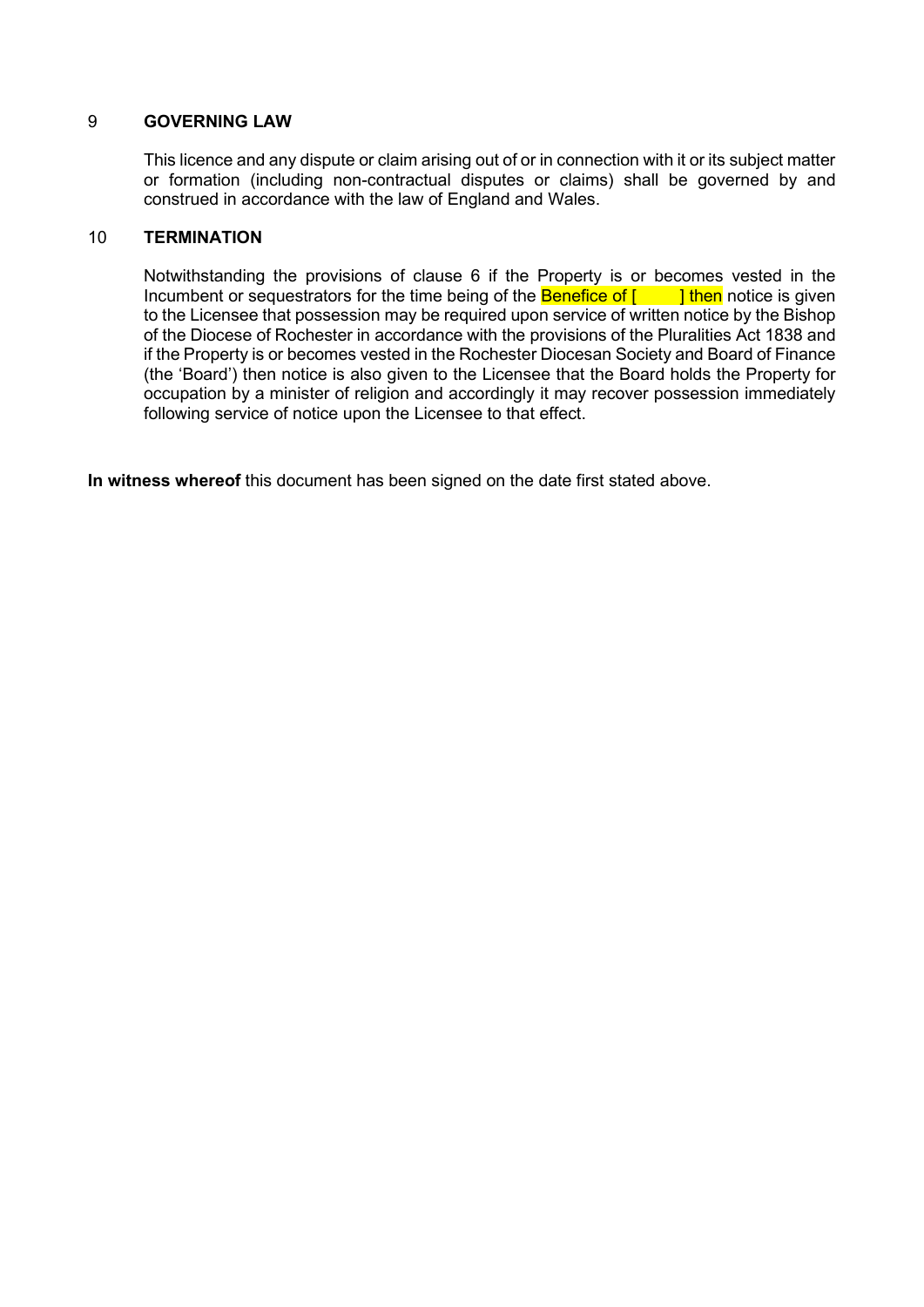## 9 GOVERNING LAW

This licence and any dispute or claim arising out of or in connection with it or its subject matter or formation (including non-contractual disputes or claims) shall be governed by and construed in accordance with the law of England and Wales.

## 10 TERMINATION

Notwithstanding the provisions of clause 6 if the Property is or becomes vested in the Incumbent or sequestrators for the time being of the Benefice of [        ] then notice is given to the Licensee that possession may be required upon service of written notice by the Bishop of the Diocese of Rochester in accordance with the provisions of the Pluralities Act 1838 and if the Property is or becomes vested in the Rochester Diocesan Society and Board of Finance (the 'Board') then notice is also given to the Licensee that the Board holds the Property for occupation by a minister of religion and accordingly it may recover possession immediately following service of notice upon the Licensee to that effect.

**In witness whereof** this document has been signed on the date first stated above.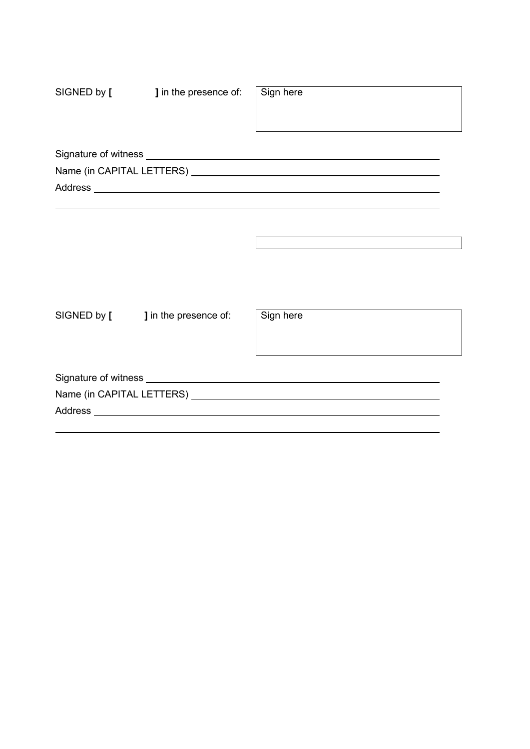SIGNED by **[ ]** in the presence of: Sign here

Signature of witness ______________________________

Name (in CAPITAL LETTERS) ______________________________

Address ______________________________

______________________________

SIGNED by **[ ]** in the presence of: Sign here

Signature of witness ______________________________

Name (in CAPITAL LETTERS) ______________________________

Address ______________________________

______________________________